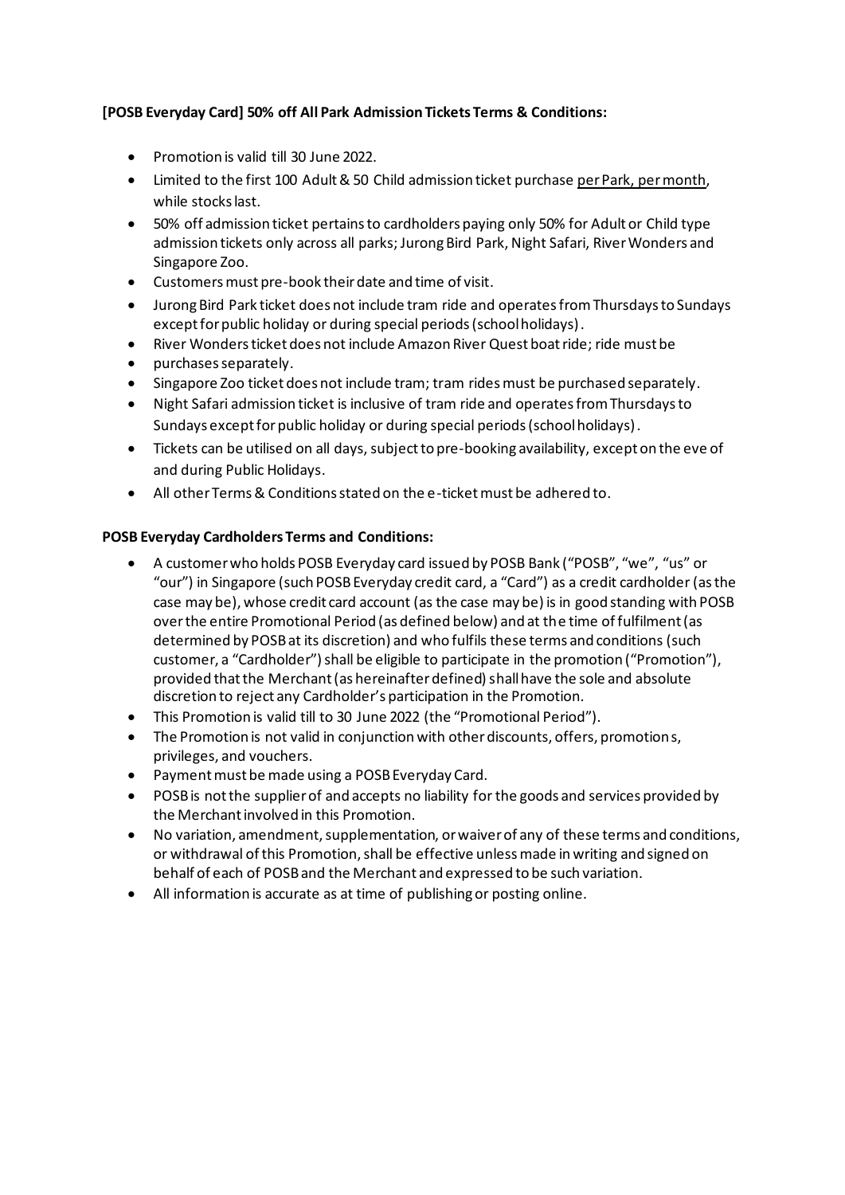**[POSB Everyday Card] 50% off All Park Admission Tickets Terms & Conditions:**

- Promotion is valid till 30 June 2022.
- Limited to the first 100 Adult & 50 Child admission ticket purchase per Park, per month, while stocks last.
- 50% off admission ticket pertains to cardholders paying only 50% for Adult or Child type admission tickets only across all parks; Jurong Bird Park, Night Safari, River Wonders and Singapore Zoo.
- Customers must pre-book their date and time of visit.
- Jurong Bird Park ticket does not include tram ride and operates from Thursdays to Sundays except for public holiday or during special periods (school holidays).
- River Wonders ticket does not include Amazon River Quest boat ride; ride must be
- purchases separately.
- Singapore Zoo ticket does not include tram; tram rides must be purchased separately.
- Night Safari admission ticket is inclusive of tram ride and operates from Thursdays to Sundays except for public holiday or during special periods (school holidays).
- Tickets can be utilised on all days, subject to pre-booking availability, except on the eve of and during Public Holidays.
- All other Terms & Conditions stated on the e-ticket must be adhered to.

**POSB Everyday Cardholders Terms and Conditions:**

- A customer who holds POSB Everyday card issued by POSB Bank ("POSB", "we", "us" or "our") in Singapore (such POSB Everyday credit card, a "Card") as a credit cardholder (as the case may be), whose credit card account (as the case may be) is in good standing with POSB over the entire Promotional Period (as defined below) and at the time of fulfilment (as determined by POSB at its discretion) and who fulfils these terms and conditions (such customer, a "Cardholder") shall be eligible to participate in the promotion ("Promotion"), provided that the Merchant (as hereinafter defined) shall have the sole and absolute discretion to reject any Cardholder's participation in the Promotion.
- This Promotion is valid till to 30 June 2022 (the "Promotional Period").
- The Promotion is not valid in conjunction with other discounts, offers, promotions, privileges, and vouchers.
- Payment must be made using a POSB Everyday Card.
- POSB is not the supplier of and accepts no liability for the goods and services provided by the Merchant involved in this Promotion.
- No variation, amendment, supplementation, or waiver of any of these terms and conditions, or withdrawal of this Promotion, shall be effective unless made in writing and signed on behalf of each of POSB and the Merchant and expressed to be such variation.
- All information is accurate as at time of publishing or posting online.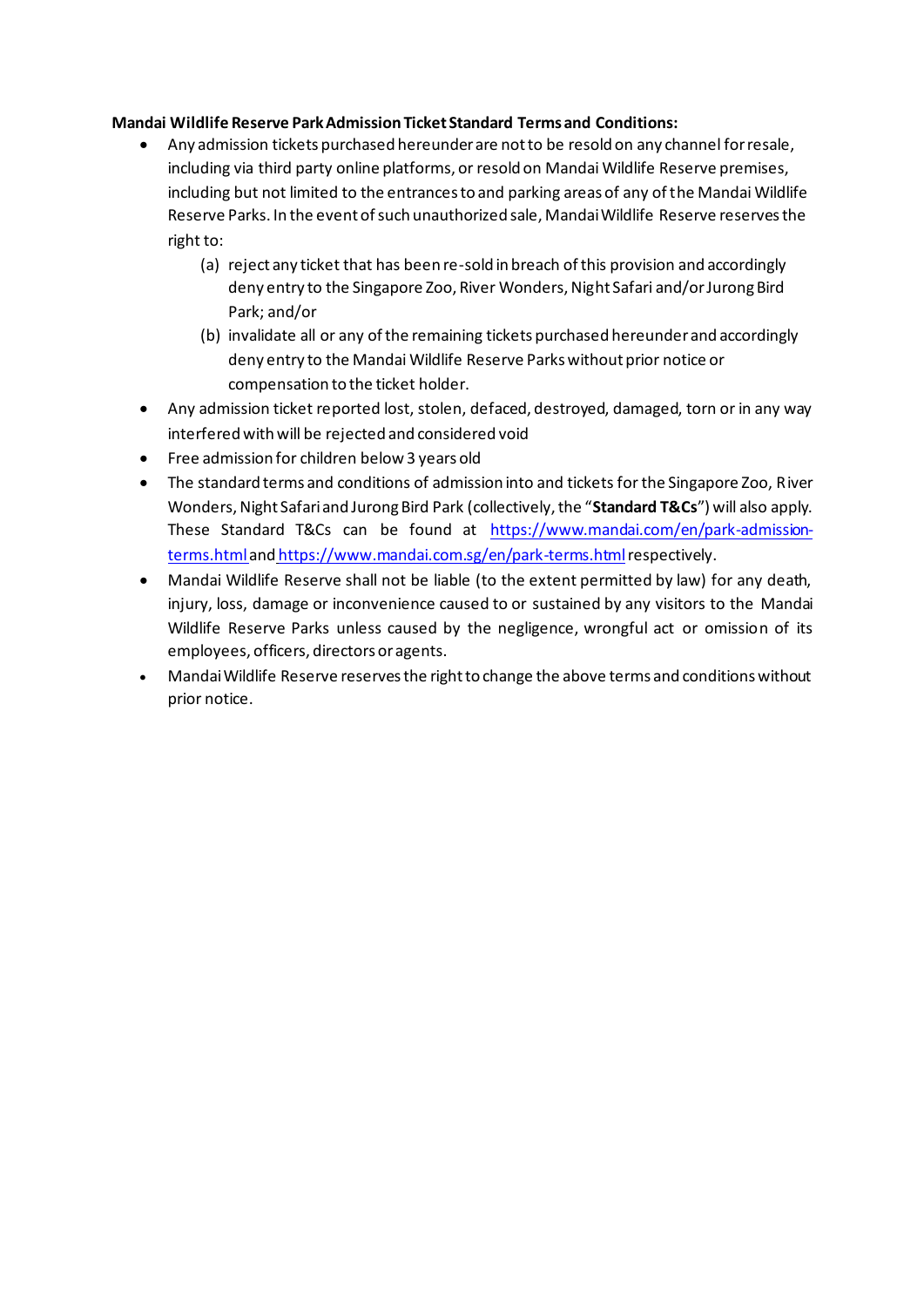**Mandai Wildlife Reserve Park Admission Ticket Standard Terms and Conditions:**

- Any admission tickets purchased hereunder are not to be resold on any channel for resale, including via third party online platforms, or resold on Mandai Wildlife Reserve premises, including but not limited to the entrances to and parking areas of any of the Mandai Wildlife Reserve Parks. In the event of such unauthorized sale, Mandai Wildlife Reserve reserves the right to:
    (a) reject any ticket that has been re-sold in breach of this provision and accordingly deny entry to the Singapore Zoo, River Wonders, Night Safari and/or Jurong Bird Park; and/or
    (b) invalidate all or any of the remaining tickets purchased hereunder and accordingly deny entry to the Mandai Wildlife Reserve Parks without prior notice or compensation to the ticket holder.
- Any admission ticket reported lost, stolen, defaced, destroyed, damaged, torn or in any way interfered with will be rejected and considered void
- Free admission for children below 3 years old
- The standard terms and conditions of admission into and tickets for the Singapore Zoo, River Wonders, Night Safari and Jurong Bird Park (collectively, the "**Standard T&Cs**") will also apply. These Standard T&Cs can be found at https://www.mandai.com/en/park-admission-terms.html and https://www.mandai.com.sg/en/park-terms.html respectively.
- Mandai Wildlife Reserve shall not be liable (to the extent permitted by law) for any death, injury, loss, damage or inconvenience caused to or sustained by any visitors to the Mandai Wildlife Reserve Parks unless caused by the negligence, wrongful act or omission of its employees, officers, directors or agents.
- Mandai Wildlife Reserve reserves the right to change the above terms and conditions without prior notice.